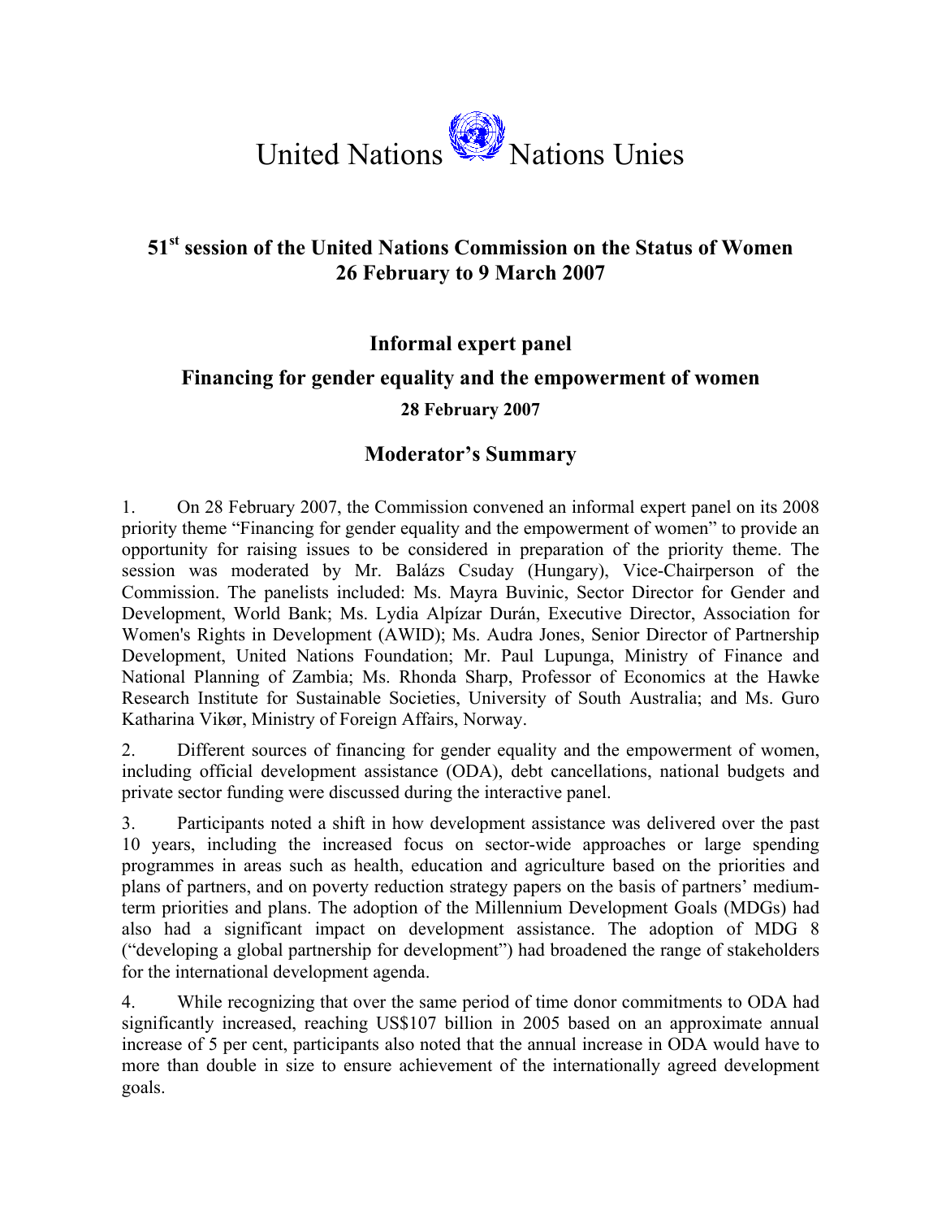United Nations Nations Unies

## 51st session of the United Nations Commission on the Status of Women 26 February to 9 March 2007

## Informal expert panel

## Financing for gender equality and the empowerment of women

### 28 February 2007

## Moderator's Summary

1. On 28 February 2007, the Commission convened an informal expert panel on its 2008 priority theme "Financing for gender equality and the empowerment of women" to provide an opportunity for raising issues to be considered in preparation of the priority theme. The session was moderated by Mr. Balázs Csuday (Hungary), Vice-Chairperson of the Commission. The panelists included: Ms. Mayra Buvinic, Sector Director for Gender and Development, World Bank; Ms. Lydia Alpízar Durán, Executive Director, Association for Women's Rights in Development (AWID); Ms. Audra Jones, Senior Director of Partnership Development, United Nations Foundation; Mr. Paul Lupunga, Ministry of Finance and National Planning of Zambia; Ms. Rhonda Sharp, Professor of Economics at the Hawke Research Institute for Sustainable Societies, University of South Australia; and Ms. Guro Katharina Vikør, Ministry of Foreign Affairs, Norway.

2. Different sources of financing for gender equality and the empowerment of women, including official development assistance (ODA), debt cancellations, national budgets and private sector funding were discussed during the interactive panel.

3. Participants noted a shift in how development assistance was delivered over the past 10 years, including the increased focus on sector-wide approaches or large spending programmes in areas such as health, education and agriculture based on the priorities and plans of partners, and on poverty reduction strategy papers on the basis of partners' medium-term priorities and plans. The adoption of the Millennium Development Goals (MDGs) had also had a significant impact on development assistance. The adoption of MDG 8 ("developing a global partnership for development") had broadened the range of stakeholders for the international development agenda.

4. While recognizing that over the same period of time donor commitments to ODA had significantly increased, reaching US$107 billion in 2005 based on an approximate annual increase of 5 per cent, participants also noted that the annual increase in ODA would have to more than double in size to ensure achievement of the internationally agreed development goals.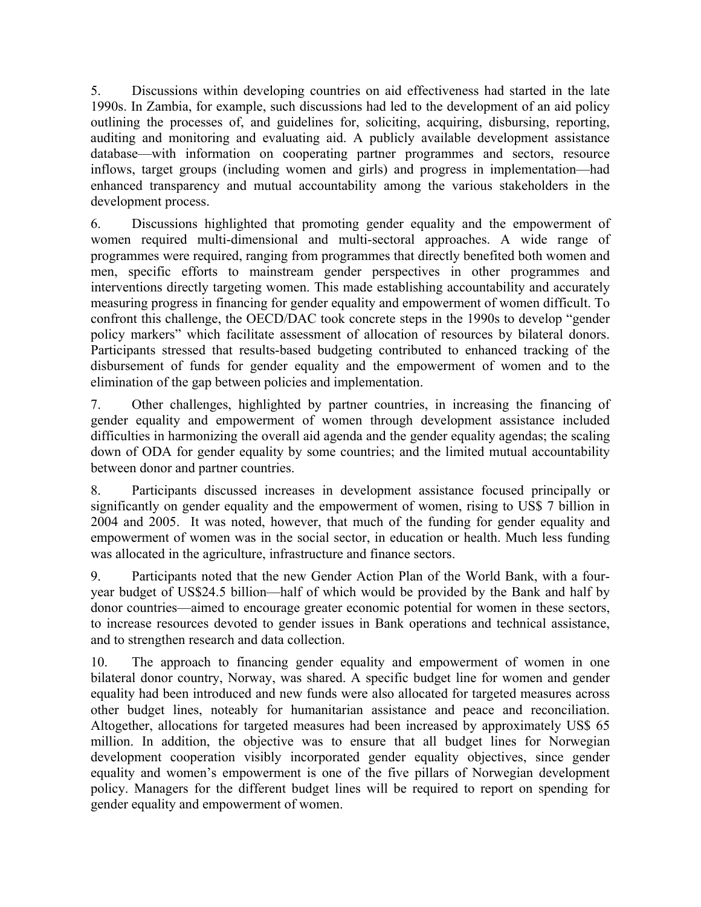5. Discussions within developing countries on aid effectiveness had started in the late 1990s. In Zambia, for example, such discussions had led to the development of an aid policy outlining the processes of, and guidelines for, soliciting, acquiring, disbursing, reporting, auditing and monitoring and evaluating aid. A publicly available development assistance database—with information on cooperating partner programmes and sectors, resource inflows, target groups (including women and girls) and progress in implementation—had enhanced transparency and mutual accountability among the various stakeholders in the development process.

6. Discussions highlighted that promoting gender equality and the empowerment of women required multi-dimensional and multi-sectoral approaches. A wide range of programmes were required, ranging from programmes that directly benefited both women and men, specific efforts to mainstream gender perspectives in other programmes and interventions directly targeting women. This made establishing accountability and accurately measuring progress in financing for gender equality and empowerment of women difficult. To confront this challenge, the OECD/DAC took concrete steps in the 1990s to develop "gender policy markers" which facilitate assessment of allocation of resources by bilateral donors. Participants stressed that results-based budgeting contributed to enhanced tracking of the disbursement of funds for gender equality and the empowerment of women and to the elimination of the gap between policies and implementation.

7. Other challenges, highlighted by partner countries, in increasing the financing of gender equality and empowerment of women through development assistance included difficulties in harmonizing the overall aid agenda and the gender equality agendas; the scaling down of ODA for gender equality by some countries; and the limited mutual accountability between donor and partner countries.

8. Participants discussed increases in development assistance focused principally or significantly on gender equality and the empowerment of women, rising to US$ 7 billion in 2004 and 2005. It was noted, however, that much of the funding for gender equality and empowerment of women was in the social sector, in education or health. Much less funding was allocated in the agriculture, infrastructure and finance sectors.

9. Participants noted that the new Gender Action Plan of the World Bank, with a four-year budget of US$24.5 billion—half of which would be provided by the Bank and half by donor countries—aimed to encourage greater economic potential for women in these sectors, to increase resources devoted to gender issues in Bank operations and technical assistance, and to strengthen research and data collection.

10. The approach to financing gender equality and empowerment of women in one bilateral donor country, Norway, was shared. A specific budget line for women and gender equality had been introduced and new funds were also allocated for targeted measures across other budget lines, noteably for humanitarian assistance and peace and reconciliation. Altogether, allocations for targeted measures had been increased by approximately US$ 65 million. In addition, the objective was to ensure that all budget lines for Norwegian development cooperation visibly incorporated gender equality objectives, since gender equality and women's empowerment is one of the five pillars of Norwegian development policy. Managers for the different budget lines will be required to report on spending for gender equality and empowerment of women.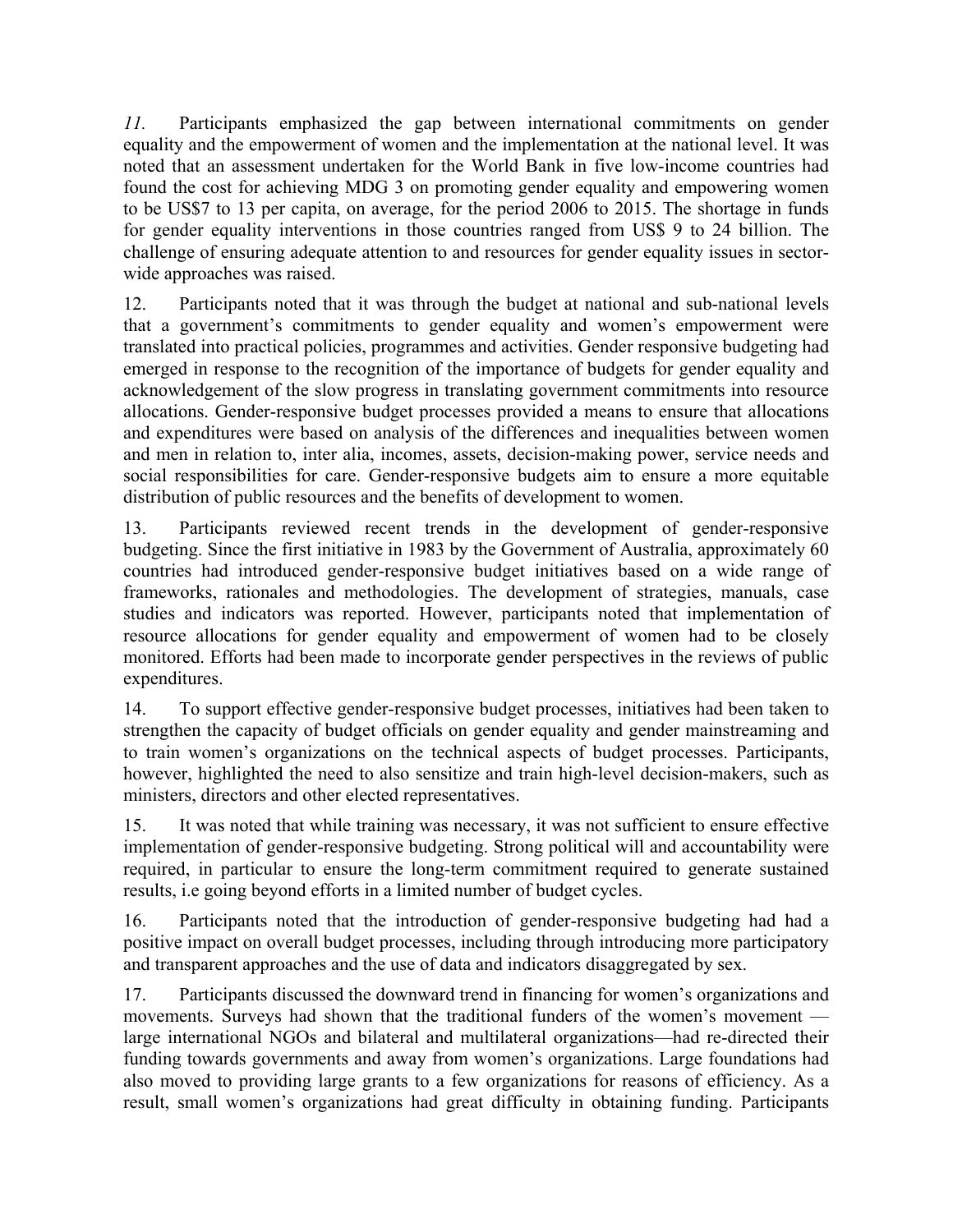*11.* Participants emphasized the gap between international commitments on gender equality and the empowerment of women and the implementation at the national level. It was noted that an assessment undertaken for the World Bank in five low-income countries had found the cost for achieving MDG 3 on promoting gender equality and empowering women to be US$7 to 13 per capita, on average, for the period 2006 to 2015. The shortage in funds for gender equality interventions in those countries ranged from US$ 9 to 24 billion. The challenge of ensuring adequate attention to and resources for gender equality issues in sector-wide approaches was raised.

12. Participants noted that it was through the budget at national and sub-national levels that a government's commitments to gender equality and women's empowerment were translated into practical policies, programmes and activities. Gender responsive budgeting had emerged in response to the recognition of the importance of budgets for gender equality and acknowledgement of the slow progress in translating government commitments into resource allocations. Gender-responsive budget processes provided a means to ensure that allocations and expenditures were based on analysis of the differences and inequalities between women and men in relation to, inter alia, incomes, assets, decision-making power, service needs and social responsibilities for care. Gender-responsive budgets aim to ensure a more equitable distribution of public resources and the benefits of development to women.

13. Participants reviewed recent trends in the development of gender-responsive budgeting. Since the first initiative in 1983 by the Government of Australia, approximately 60 countries had introduced gender-responsive budget initiatives based on a wide range of frameworks, rationales and methodologies. The development of strategies, manuals, case studies and indicators was reported. However, participants noted that implementation of resource allocations for gender equality and empowerment of women had to be closely monitored. Efforts had been made to incorporate gender perspectives in the reviews of public expenditures.

14. To support effective gender-responsive budget processes, initiatives had been taken to strengthen the capacity of budget officials on gender equality and gender mainstreaming and to train women's organizations on the technical aspects of budget processes. Participants, however, highlighted the need to also sensitize and train high-level decision-makers, such as ministers, directors and other elected representatives.

15. It was noted that while training was necessary, it was not sufficient to ensure effective implementation of gender-responsive budgeting. Strong political will and accountability were required, in particular to ensure the long-term commitment required to generate sustained results, i.e going beyond efforts in a limited number of budget cycles.

16. Participants noted that the introduction of gender-responsive budgeting had had a positive impact on overall budget processes, including through introducing more participatory and transparent approaches and the use of data and indicators disaggregated by sex.

17. Participants discussed the downward trend in financing for women's organizations and movements. Surveys had shown that the traditional funders of the women's movement — large international NGOs and bilateral and multilateral organizations—had re-directed their funding towards governments and away from women's organizations. Large foundations had also moved to providing large grants to a few organizations for reasons of efficiency. As a result, small women's organizations had great difficulty in obtaining funding. Participants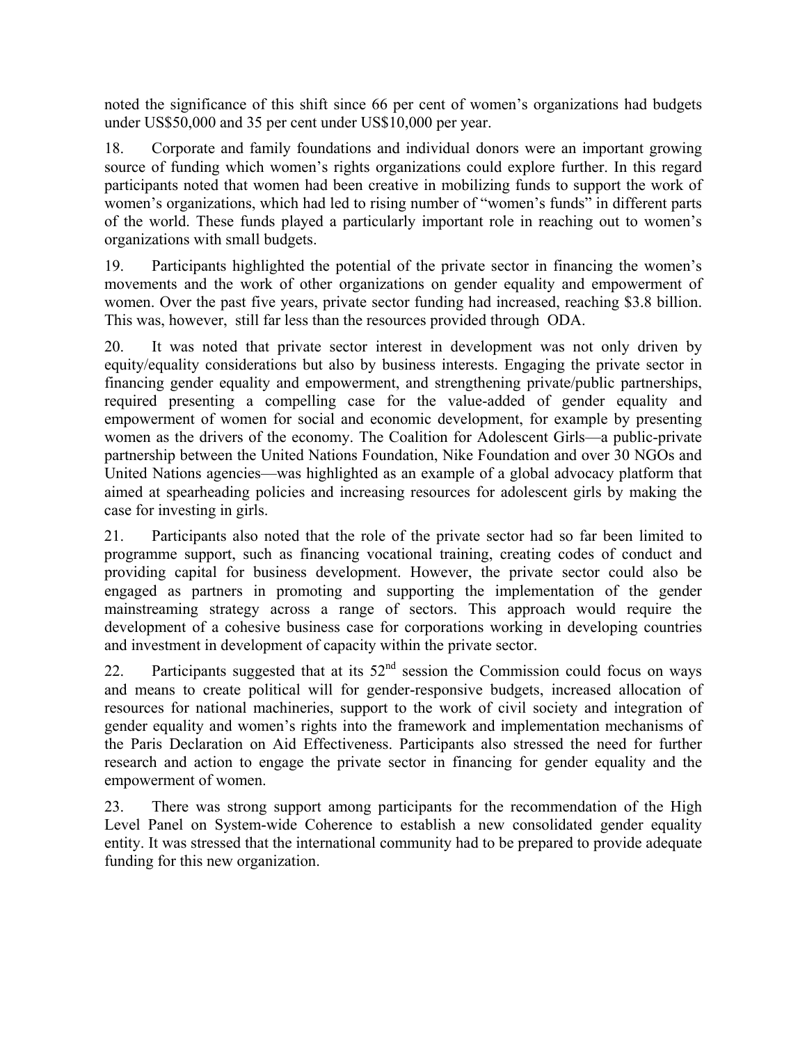noted the significance of this shift since 66 per cent of women's organizations had budgets under US$50,000 and 35 per cent under US$10,000 per year.

18. Corporate and family foundations and individual donors were an important growing source of funding which women's rights organizations could explore further. In this regard participants noted that women had been creative in mobilizing funds to support the work of women's organizations, which had led to rising number of "women's funds" in different parts of the world. These funds played a particularly important role in reaching out to women's organizations with small budgets.

19. Participants highlighted the potential of the private sector in financing the women's movements and the work of other organizations on gender equality and empowerment of women. Over the past five years, private sector funding had increased, reaching $3.8 billion. This was, however, still far less than the resources provided through ODA.

20. It was noted that private sector interest in development was not only driven by equity/equality considerations but also by business interests. Engaging the private sector in financing gender equality and empowerment, and strengthening private/public partnerships, required presenting a compelling case for the value-added of gender equality and empowerment of women for social and economic development, for example by presenting women as the drivers of the economy. The Coalition for Adolescent Girls—a public-private partnership between the United Nations Foundation, Nike Foundation and over 30 NGOs and United Nations agencies—was highlighted as an example of a global advocacy platform that aimed at spearheading policies and increasing resources for adolescent girls by making the case for investing in girls.

21. Participants also noted that the role of the private sector had so far been limited to programme support, such as financing vocational training, creating codes of conduct and providing capital for business development. However, the private sector could also be engaged as partners in promoting and supporting the implementation of the gender mainstreaming strategy across a range of sectors. This approach would require the development of a cohesive business case for corporations working in developing countries and investment in development of capacity within the private sector.

22. Participants suggested that at its 52nd session the Commission could focus on ways and means to create political will for gender-responsive budgets, increased allocation of resources for national machineries, support to the work of civil society and integration of gender equality and women's rights into the framework and implementation mechanisms of the Paris Declaration on Aid Effectiveness. Participants also stressed the need for further research and action to engage the private sector in financing for gender equality and the empowerment of women.

23. There was strong support among participants for the recommendation of the High Level Panel on System-wide Coherence to establish a new consolidated gender equality entity. It was stressed that the international community had to be prepared to provide adequate funding for this new organization.